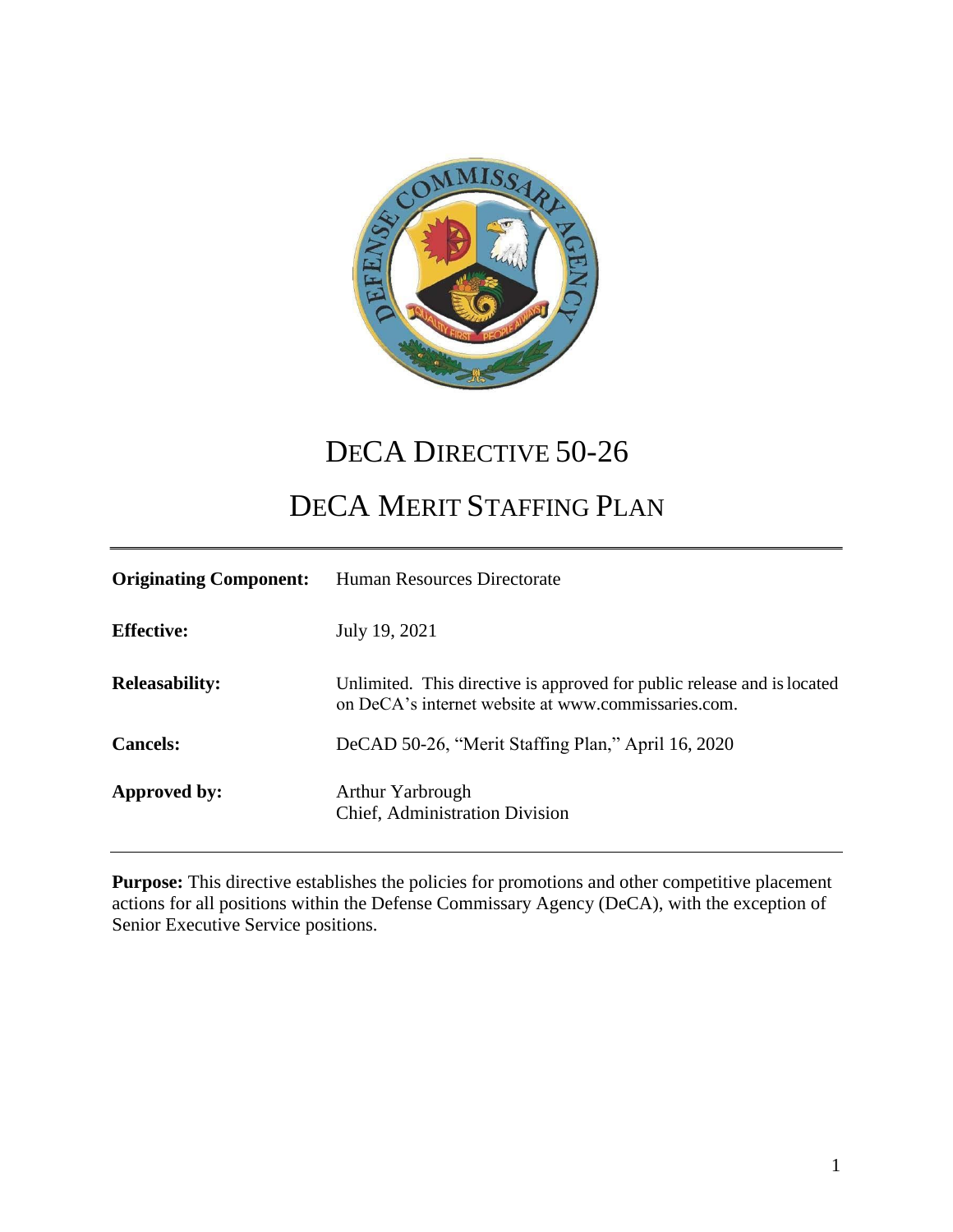# DeCA Directive 50-26

# DeCA Merit Staffing Plan

| | |
|---|---|
| **Originating Component:** | Human Resources Directorate |
| **Effective:** | July 19, 2021 |
| **Releasability:** | Unlimited. This directive is approved for public release and is located on DeCA's internet website at www.commissaries.com. |
| **Cancels:** | DeCAD 50-26, "Merit Staffing Plan," April 16, 2020 |
| **Approved by:** | Arthur Yarbrough<br>Chief, Administration Division |

**Purpose:** This directive establishes the policies for promotions and other competitive placement actions for all positions within the Defense Commissary Agency (DeCA), with the exception of Senior Executive Service positions.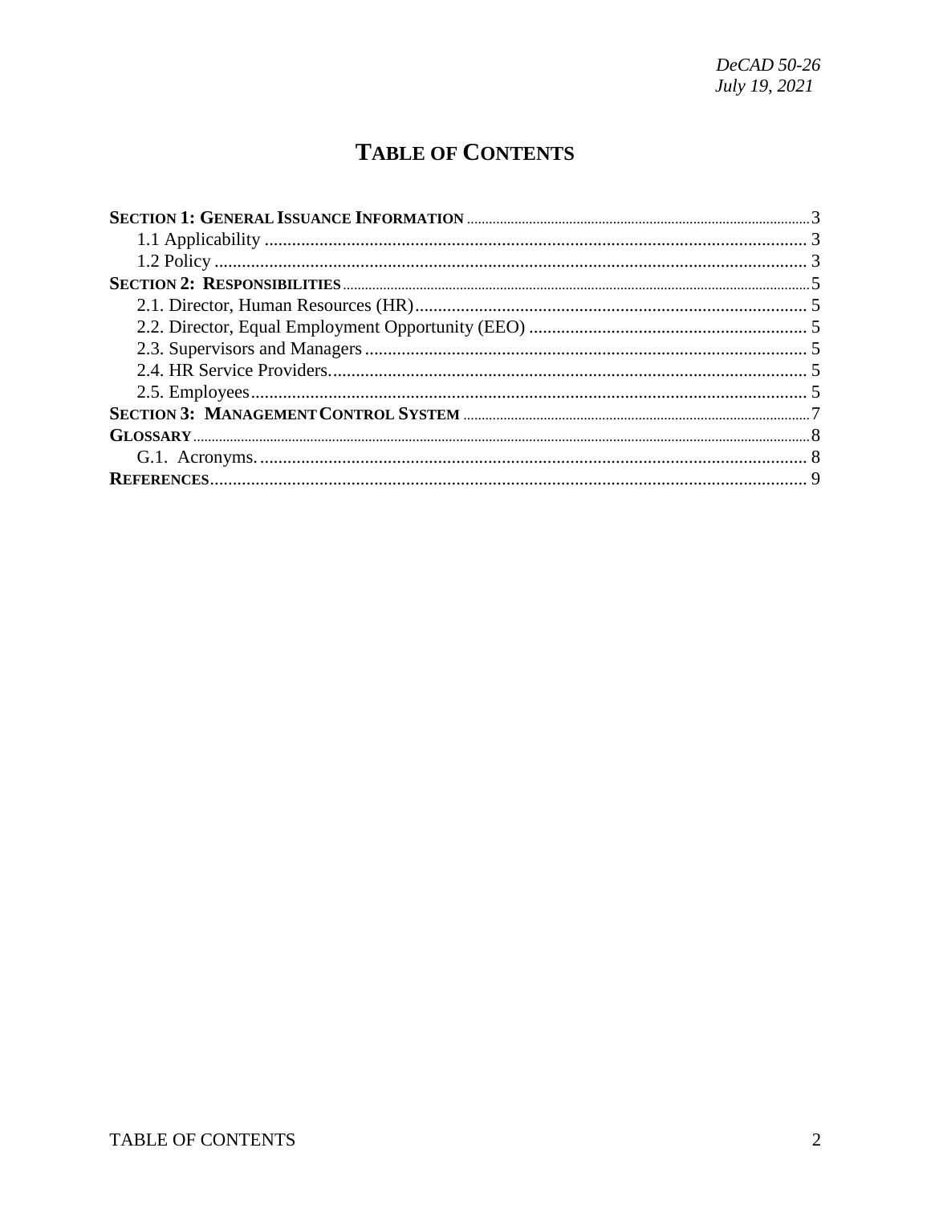# TABLE OF CONTENTS

**SECTION 1: GENERAL ISSUANCE INFORMATION** ..... 3
- 1.1 Applicability ..... 3
- 1.2 Policy ..... 3

**SECTION 2: RESPONSIBILITIES** ..... 5
- 2.1. Director, Human Resources (HR) ..... 5
- 2.2. Director, Equal Employment Opportunity (EEO) ..... 5
- 2.3. Supervisors and Managers ..... 5
- 2.4. HR Service Providers. ..... 5
- 2.5. Employees ..... 5

**SECTION 3: MANAGEMENT CONTROL SYSTEM** ..... 7

**GLOSSARY** ..... 8
- G.1. Acronyms. ..... 8

**REFERENCES** ..... 9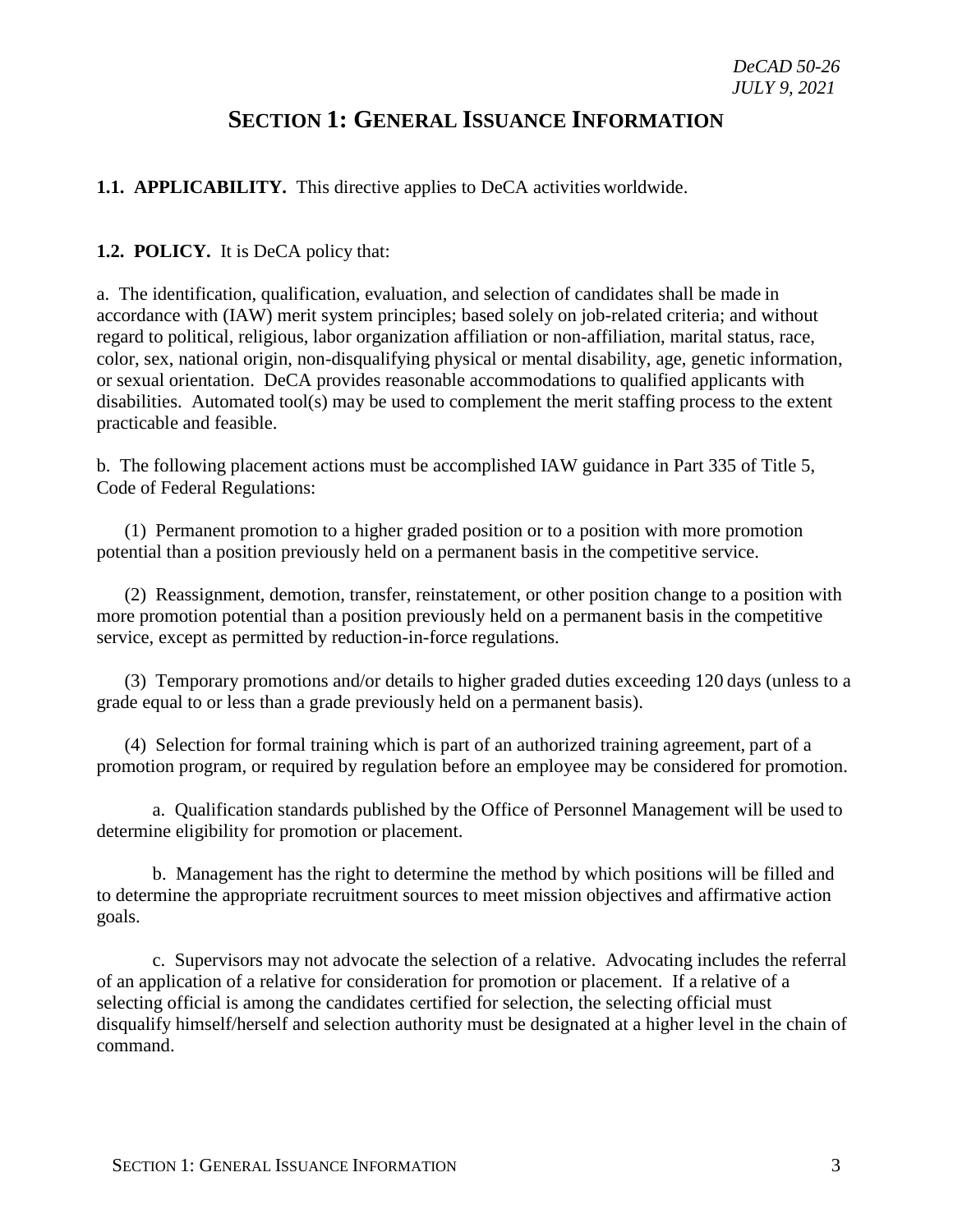# SECTION 1: GENERAL ISSUANCE INFORMATION

**1.1. APPLICABILITY.** This directive applies to DeCA activities worldwide.

**1.2. POLICY.** It is DeCA policy that:

a. The identification, qualification, evaluation, and selection of candidates shall be made in accordance with (IAW) merit system principles; based solely on job-related criteria; and without regard to political, religious, labor organization affiliation or non-affiliation, marital status, race, color, sex, national origin, non-disqualifying physical or mental disability, age, genetic information, or sexual orientation. DeCA provides reasonable accommodations to qualified applicants with disabilities. Automated tool(s) may be used to complement the merit staffing process to the extent practicable and feasible.

b. The following placement actions must be accomplished IAW guidance in Part 335 of Title 5, Code of Federal Regulations:

(1) Permanent promotion to a higher graded position or to a position with more promotion potential than a position previously held on a permanent basis in the competitive service.

(2) Reassignment, demotion, transfer, reinstatement, or other position change to a position with more promotion potential than a position previously held on a permanent basis in the competitive service, except as permitted by reduction-in-force regulations.

(3) Temporary promotions and/or details to higher graded duties exceeding 120 days (unless to a grade equal to or less than a grade previously held on a permanent basis).

(4) Selection for formal training which is part of an authorized training agreement, part of a promotion program, or required by regulation before an employee may be considered for promotion.

a. Qualification standards published by the Office of Personnel Management will be used to determine eligibility for promotion or placement.

b. Management has the right to determine the method by which positions will be filled and to determine the appropriate recruitment sources to meet mission objectives and affirmative action goals.

c. Supervisors may not advocate the selection of a relative. Advocating includes the referral of an application of a relative for consideration for promotion or placement. If a relative of a selecting official is among the candidates certified for selection, the selecting official must disqualify himself/herself and selection authority must be designated at a higher level in the chain of command.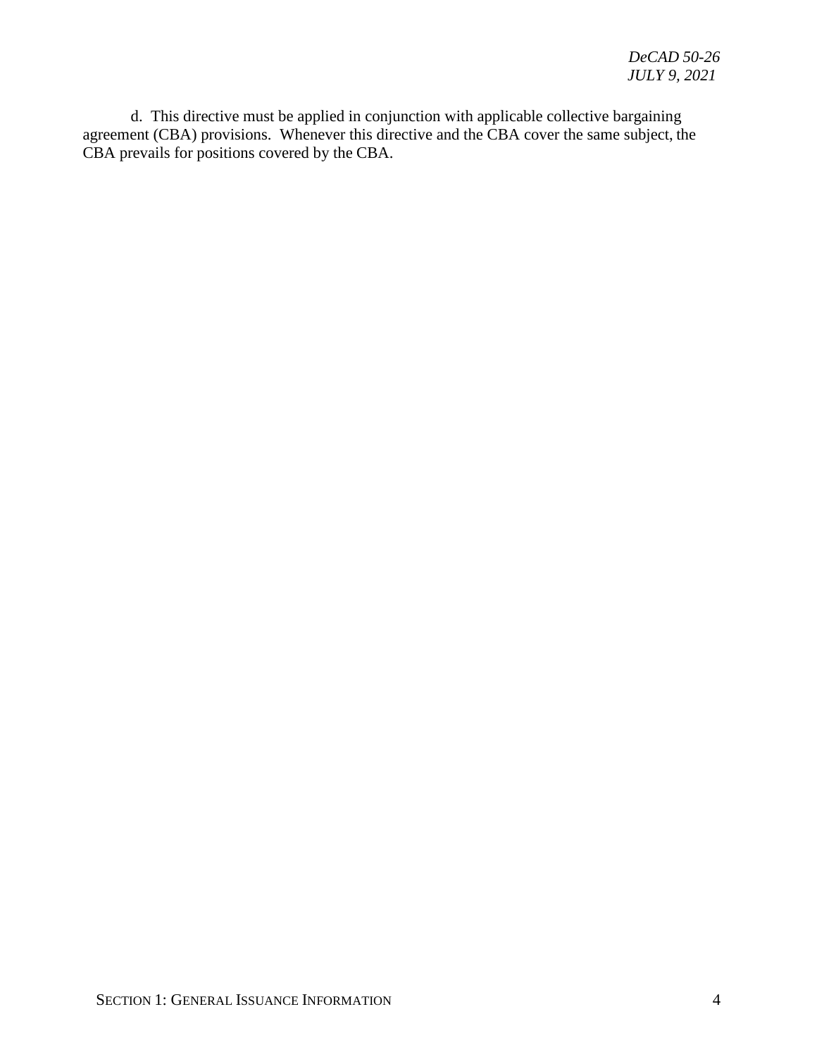d. This directive must be applied in conjunction with applicable collective bargaining agreement (CBA) provisions. Whenever this directive and the CBA cover the same subject, the CBA prevails for positions covered by the CBA.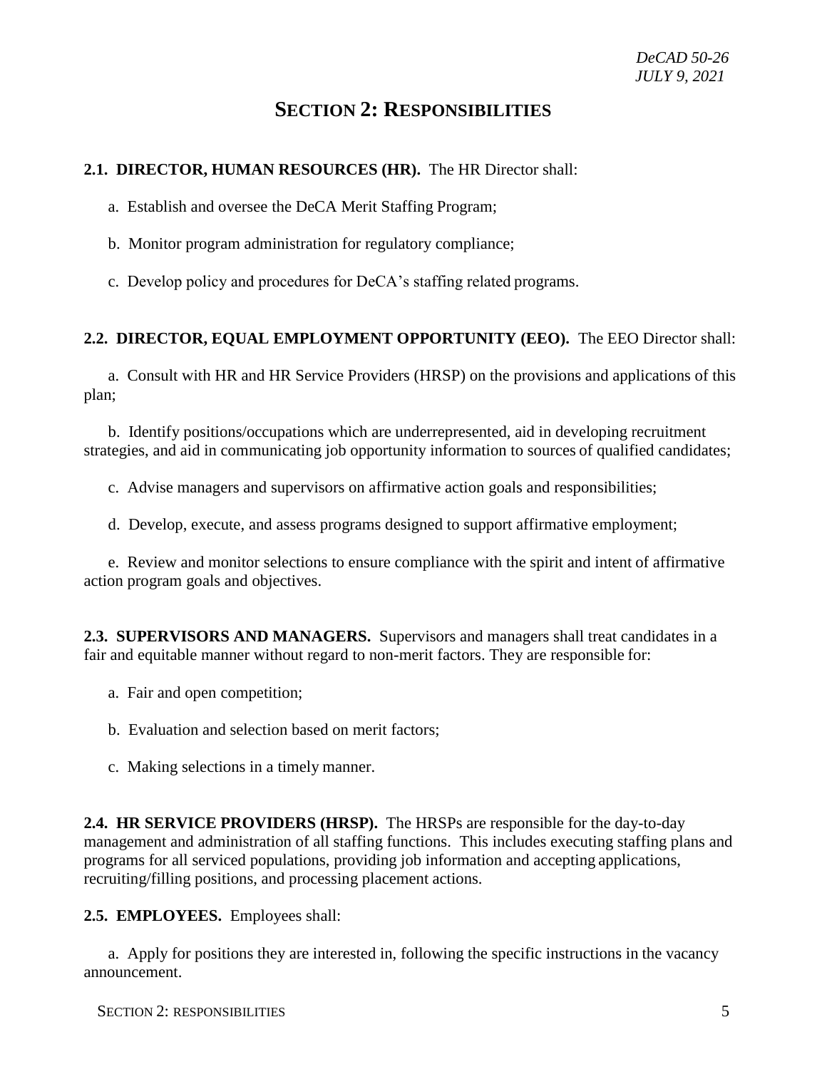# SECTION 2: RESPONSIBILITIES

**2.1. DIRECTOR, HUMAN RESOURCES (HR).** The HR Director shall:

a. Establish and oversee the DeCA Merit Staffing Program;

b. Monitor program administration for regulatory compliance;

c. Develop policy and procedures for DeCA's staffing related programs.

**2.2. DIRECTOR, EQUAL EMPLOYMENT OPPORTUNITY (EEO).** The EEO Director shall:

a. Consult with HR and HR Service Providers (HRSP) on the provisions and applications of this plan;

b. Identify positions/occupations which are underrepresented, aid in developing recruitment strategies, and aid in communicating job opportunity information to sources of qualified candidates;

c. Advise managers and supervisors on affirmative action goals and responsibilities;

d. Develop, execute, and assess programs designed to support affirmative employment;

e. Review and monitor selections to ensure compliance with the spirit and intent of affirmative action program goals and objectives.

**2.3. SUPERVISORS AND MANAGERS.** Supervisors and managers shall treat candidates in a fair and equitable manner without regard to non-merit factors. They are responsible for:

a. Fair and open competition;

b. Evaluation and selection based on merit factors;

c. Making selections in a timely manner.

**2.4. HR SERVICE PROVIDERS (HRSP).** The HRSPs are responsible for the day-to-day management and administration of all staffing functions. This includes executing staffing plans and programs for all serviced populations, providing job information and accepting applications, recruiting/filling positions, and processing placement actions.

**2.5. EMPLOYEES.** Employees shall:

a. Apply for positions they are interested in, following the specific instructions in the vacancy announcement.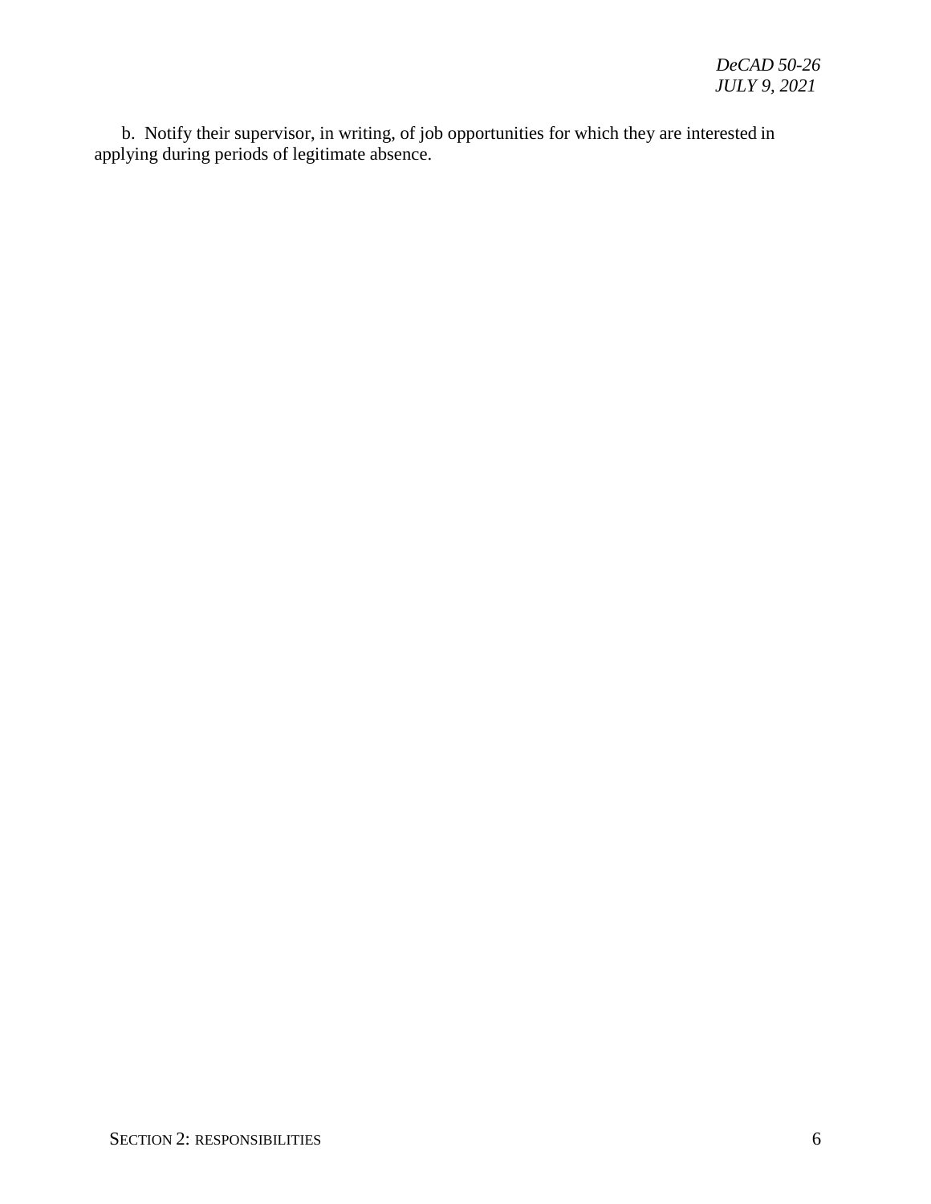b. Notify their supervisor, in writing, of job opportunities for which they are interested in applying during periods of legitimate absence.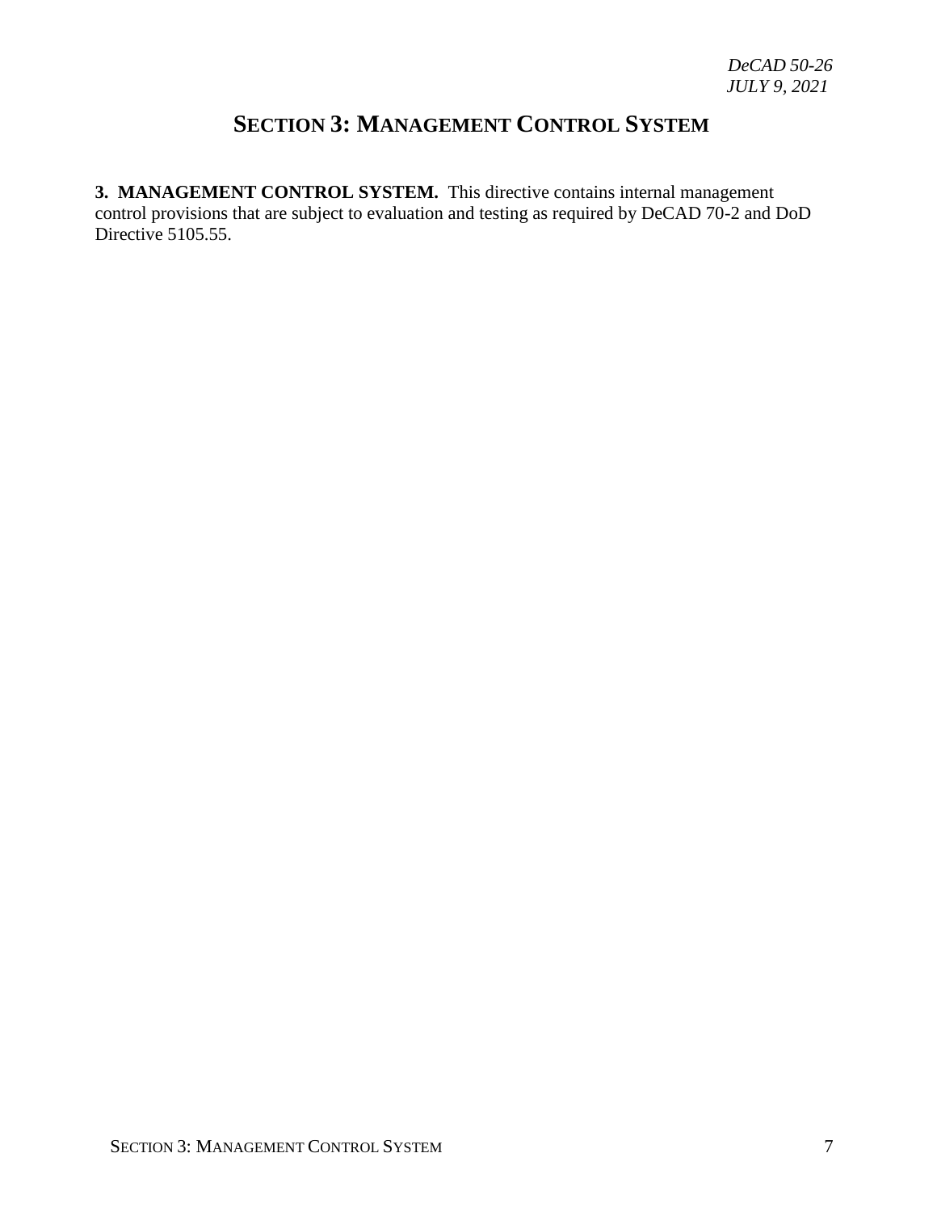# SECTION 3: MANAGEMENT CONTROL SYSTEM

**3. MANAGEMENT CONTROL SYSTEM.** This directive contains internal management control provisions that are subject to evaluation and testing as required by DeCAD 70-2 and DoD Directive 5105.55.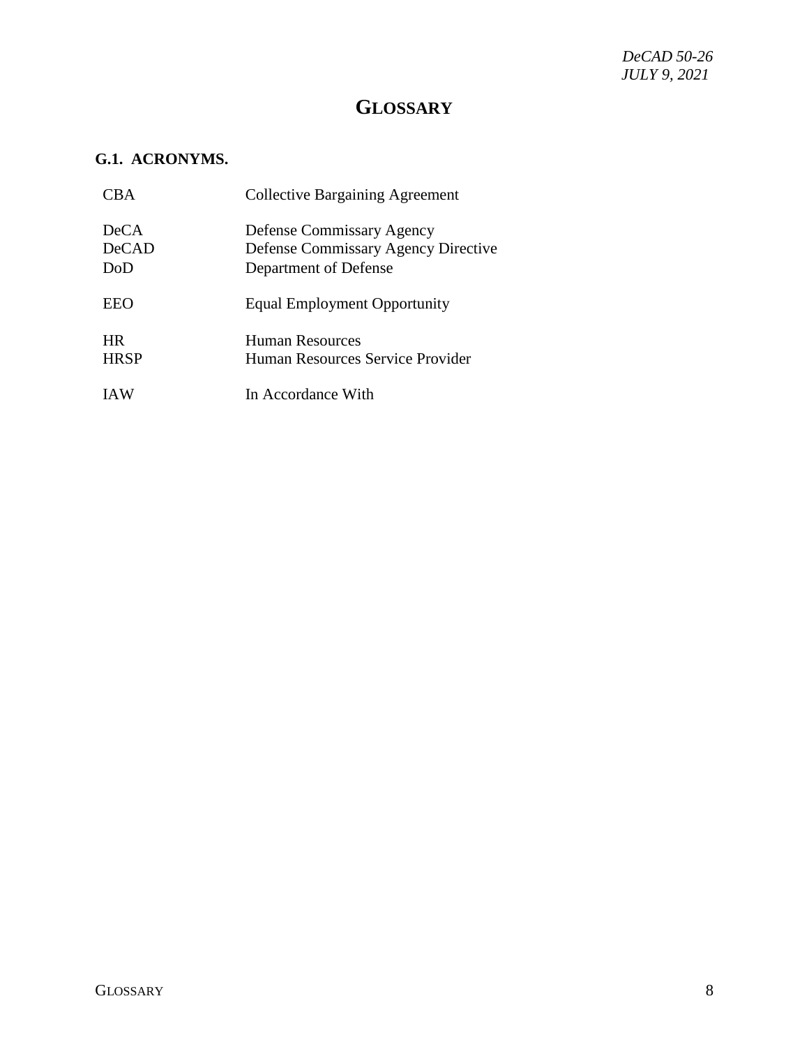# GLOSSARY

## G.1. ACRONYMS.

| | |
|---|---|
| CBA | Collective Bargaining Agreement |
| DeCA | Defense Commissary Agency |
| DeCAD | Defense Commissary Agency Directive |
| DoD | Department of Defense |
| EEO | Equal Employment Opportunity |
| HR | Human Resources |
| HRSP | Human Resources Service Provider |
| IAW | In Accordance With |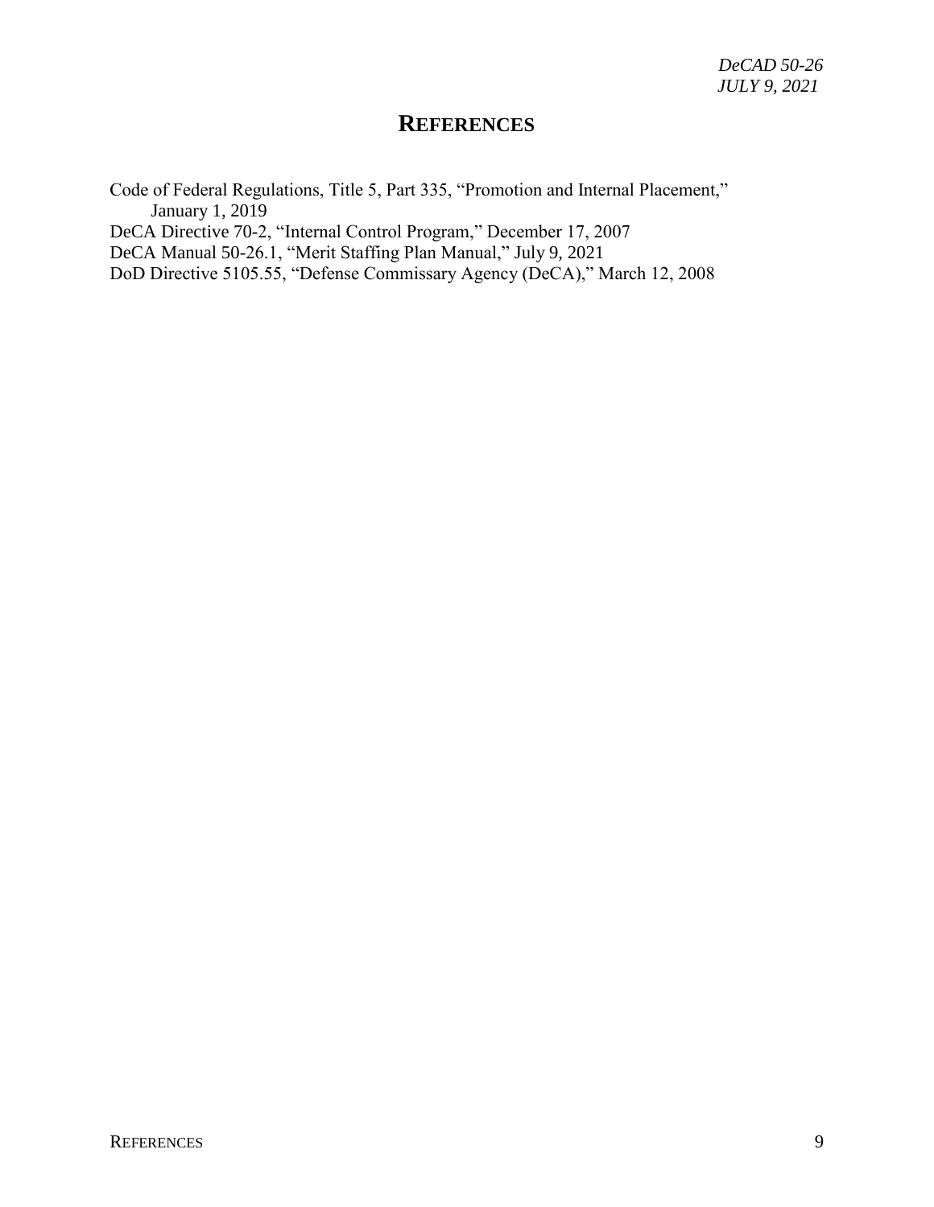# REFERENCES

Code of Federal Regulations, Title 5, Part 335, "Promotion and Internal Placement," January 1, 2019

DeCA Directive 70-2, "Internal Control Program," December 17, 2007

DeCA Manual 50-26.1, "Merit Staffing Plan Manual," July 9, 2021

DoD Directive 5105.55, "Defense Commissary Agency (DeCA)," March 12, 2008